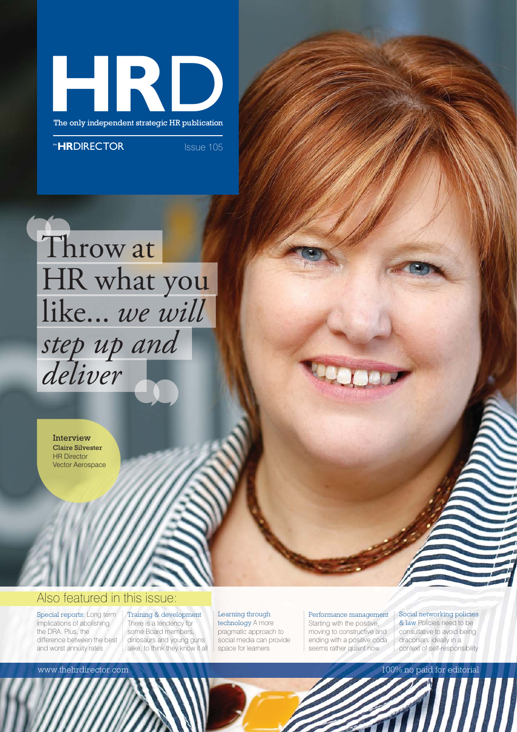# HRD

The only independent strategic HR publication

**HR**DIRECTOR

Issue 105

## "Throw at HR what you like... *we will step up and deliver*"

**Interview**
**Claire Silvester**
HR Director
Vector Aerospace

## Also featured in this issue:

**Special reports:** Long term implications of abolishing the DRA. Plus, the difference between the best and worst annuity rates

**Training & development** There is a tendency for some Board members, dinosaurs and young guns alike, to think they know it all

**Learning through technology** A more pragmatic approach to social media can provide space for learners

**Performance management** Starting with the positive, moving to constructive and ending with a positive coda seems rather quaint now

**Social networking policies & law** Policies need to be consultative to avoid being draconian, ideally in a context of self-responsibility

www.thehrdirector.com

100% no paid for editorial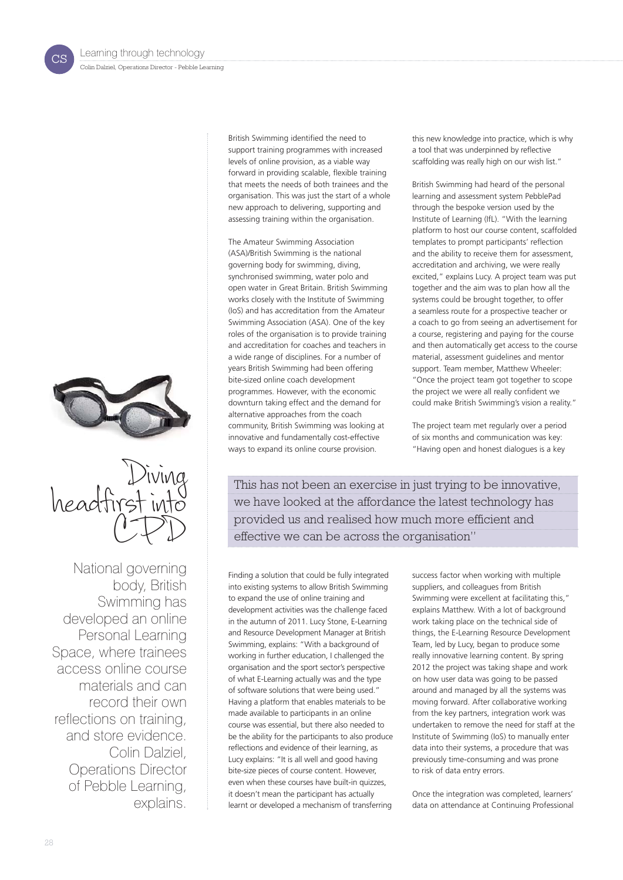# Diving headfirst into CPD

National governing body, British Swimming has developed an online Personal Learning Space, where trainees access online course materials and can record their own reflections on training, and store evidence. Colin Dalziel, Operations Director of Pebble Learning, explains.

British Swimming identified the need to support training programmes with increased levels of online provision, as a viable way forward in providing scalable, flexible training that meets the needs of both trainees and the organisation. This was just the start of a whole new approach to delivering, supporting and assessing training within the organisation.

The Amateur Swimming Association (ASA)/British Swimming is the national governing body for swimming, diving, synchronised swimming, water polo and open water in Great Britain. British Swimming works closely with the Institute of Swimming (IoS) and has accreditation from the Amateur Swimming Association (ASA). One of the key roles of the organisation is to provide training and accreditation for coaches and teachers in a wide range of disciplines. For a number of years British Swimming had been offering bite-sized online coach development programmes. However, with the economic downturn taking effect and the demand for alternative approaches from the coach community, British Swimming was looking at innovative and fundamentally cost-effective ways to expand its online course provision.

Finding a solution that could be fully integrated into existing systems to allow British Swimming to expand the use of online training and development activities was the challenge faced in the autumn of 2011. Lucy Stone, E-Learning and Resource Development Manager at British Swimming, explains: "With a background of working in further education, I challenged the organisation and the sport sector's perspective of what E-Learning actually was and the type of software solutions that were being used." Having a platform that enables materials to be made available to participants in an online course was essential, but there also needed to be the ability for the participants to also produce reflections and evidence of their learning, as Lucy explains: "It is all well and good having bite-size pieces of course content. However, even when these courses have built-in quizzes, it doesn't mean the participant has actually learnt or developed a mechanism of transferring this new knowledge into practice, which is why a tool that was underpinned by reflective scaffolding was really high on our wish list."

British Swimming had heard of the personal learning and assessment system PebblePad through the bespoke version used by the Institute of Learning (IfL). "With the learning platform to host our course content, scaffolded templates to prompt participants' reflection and the ability to receive them for assessment, accreditation and archiving, we were really excited," explains Lucy. A project team was put together and the aim was to plan how all the systems could be brought together, to offer a seamless route for a prospective teacher or a coach to go from seeing an advertisement for a course, registering and paying for the course and then automatically get access to the course material, assessment guidelines and mentor support. Team member, Matthew Wheeler: "Once the project team got together to scope the project we were all really confident we could make British Swimming's vision a reality."

The project team met regularly over a period of six months and communication was key: "Having open and honest dialogues is a key success factor when working with multiple suppliers, and colleagues from British Swimming were excellent at facilitating this," explains Matthew. With a lot of background work taking place on the technical side of things, the E-Learning Resource Development Team, led by Lucy, began to produce some really innovative learning content. By spring 2012 the project was taking shape and work on how user data was going to be passed around and managed by all the systems was moving forward. After collaborative working from the key partners, integration work was undertaken to remove the need for staff at the Institute of Swimming (IoS) to manually enter data into their systems, a procedure that was previously time-consuming and was prone to risk of data entry errors.

> This has not been an exercise in just trying to be innovative, we have looked at the affordance the latest technology has provided us and realised how much more efficient and effective we can be across the organisation"

Once the integration was completed, learners' data on attendance at Continuing Professional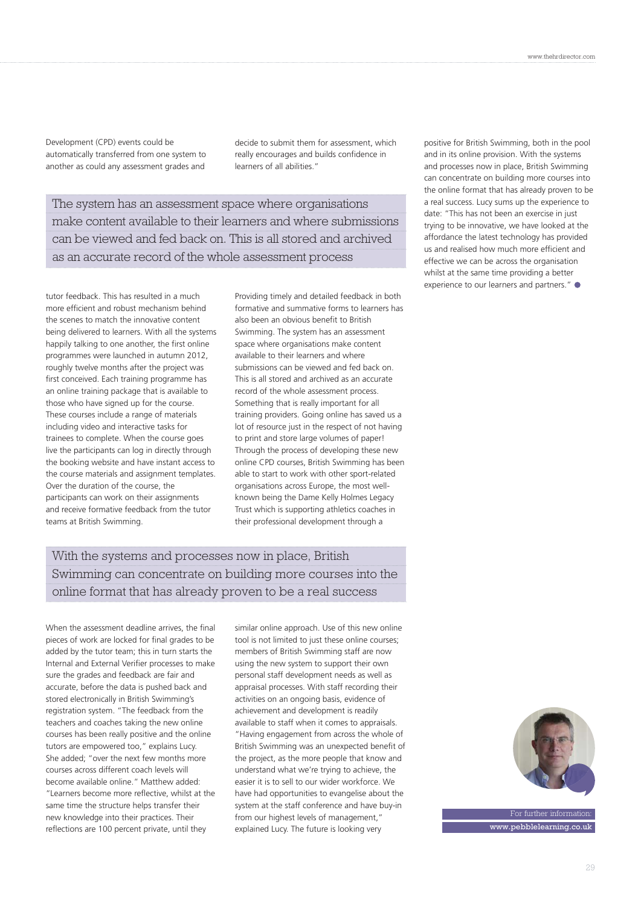Development (CPD) events could be automatically transferred from one system to another as could any assessment grades and tutor feedback. This has resulted in a much more efficient and robust mechanism behind the scenes to match the innovative content being delivered to learners. With all the systems happily talking to one another, the first online programmes were launched in autumn 2012, roughly twelve months after the project was first conceived. Each training programme has an online training package that is available to those who have signed up for the course. These courses include a range of materials including video and interactive tasks for trainees to complete. When the course goes live the participants can log in directly through the booking website and have instant access to the course materials and assignment templates. Over the duration of the course, the participants can work on their assignments and receive formative feedback from the tutor teams at British Swimming.

When the assessment deadline arrives, the final pieces of work are locked for final grades to be added by the tutor team; this in turn starts the Internal and External Verifier processes to make sure the grades and feedback are fair and accurate, before the data is pushed back and stored electronically in British Swimming's registration system. "The feedback from the teachers and coaches taking the new online courses has been really positive and the online tutors are empowered too," explains Lucy. She added; "over the next few months more courses across different coach levels will become available online." Matthew added: "Learners become more reflective, whilst at the same time the structure helps transfer their new knowledge into their practices. Their reflections are 100 percent private, until they decide to submit them for assessment, which really encourages and builds confidence in learners of all abilities."

> The system has an assessment space where organisations make content available to their learners and where submissions can be viewed and fed back on. This is all stored and archived as an accurate record of the whole assessment process

Providing timely and detailed feedback in both formative and summative forms to learners has also been an obvious benefit to British Swimming. The system has an assessment space where organisations make content available to their learners and where submissions can be viewed and fed back on. This is all stored and archived as an accurate record of the whole assessment process. Something that is really important for all training providers. Going online has saved us a lot of resource just in the respect of not having to print and store large volumes of paper! Through the process of developing these new online CPD courses, British Swimming has been able to start to work with other sport-related organisations across Europe, the most well-known being the Dame Kelly Holmes Legacy Trust which is supporting athletics coaches in their professional development through a similar online approach. Use of this new online tool is not limited to just these online courses; members of British Swimming staff are now using the new system to support their own personal staff development needs as well as appraisal processes. With staff recording their activities on an ongoing basis, evidence of achievement and development is readily available to staff when it comes to appraisals. "Having engagement from across the whole of British Swimming was an unexpected benefit of the project, as the more people that know and understand what we're trying to achieve, the easier it is to sell to our wider workforce. We have had opportunities to evangelise about the system at the staff conference and have buy-in from our highest levels of management," explained Lucy. The future is looking very positive for British Swimming, both in the pool and in its online provision. With the systems and processes now in place, British Swimming can concentrate on building more courses into the online format that has already proven to be a real success. Lucy sums up the experience to date: "This has not been an exercise in just trying to be innovative, we have looked at the affordance the latest technology has provided us and realised how much more efficient and effective we can be across the organisation whilst at the same time providing a better experience to our learners and partners."

> With the systems and processes now in place, British Swimming can concentrate on building more courses into the online format that has already proven to be a real success

For further information:
www.pebblelearning.co.uk